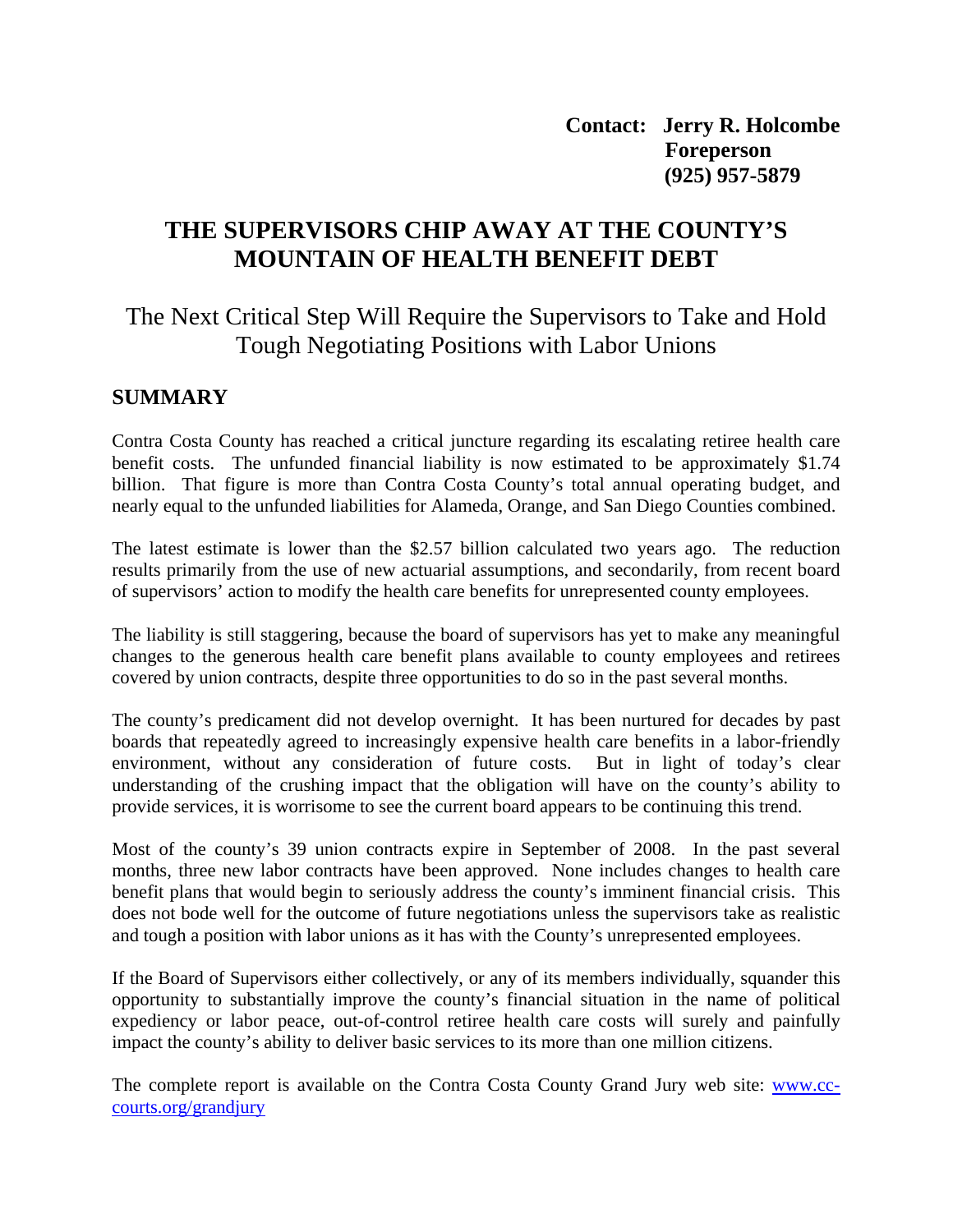**Contact: Jerry R. Holcombe**
**Foreperson**
**(925) 957-5879**

# THE SUPERVISORS CHIP AWAY AT THE COUNTY'S MOUNTAIN OF HEALTH BENEFIT DEBT

## The Next Critical Step Will Require the Supervisors to Take and Hold Tough Negotiating Positions with Labor Unions

### SUMMARY

Contra Costa County has reached a critical juncture regarding its escalating retiree health care benefit costs. The unfunded financial liability is now estimated to be approximately $1.74 billion. That figure is more than Contra Costa County's total annual operating budget, and nearly equal to the unfunded liabilities for Alameda, Orange, and San Diego Counties combined.

The latest estimate is lower than the $2.57 billion calculated two years ago. The reduction results primarily from the use of new actuarial assumptions, and secondarily, from recent board of supervisors' action to modify the health care benefits for unrepresented county employees.

The liability is still staggering, because the board of supervisors has yet to make any meaningful changes to the generous health care benefit plans available to county employees and retirees covered by union contracts, despite three opportunities to do so in the past several months.

The county's predicament did not develop overnight. It has been nurtured for decades by past boards that repeatedly agreed to increasingly expensive health care benefits in a labor-friendly environment, without any consideration of future costs. But in light of today's clear understanding of the crushing impact that the obligation will have on the county's ability to provide services, it is worrisome to see the current board appears to be continuing this trend.

Most of the county's 39 union contracts expire in September of 2008. In the past several months, three new labor contracts have been approved. None includes changes to health care benefit plans that would begin to seriously address the county's imminent financial crisis. This does not bode well for the outcome of future negotiations unless the supervisors take as realistic and tough a position with labor unions as it has with the County's unrepresented employees.

If the Board of Supervisors either collectively, or any of its members individually, squander this opportunity to substantially improve the county's financial situation in the name of political expediency or labor peace, out-of-control retiree health care costs will surely and painfully impact the county's ability to deliver basic services to its more than one million citizens.

The complete report is available on the Contra Costa County Grand Jury web site: [www.cc-courts.org/grandjury](www.cc-courts.org/grandjury)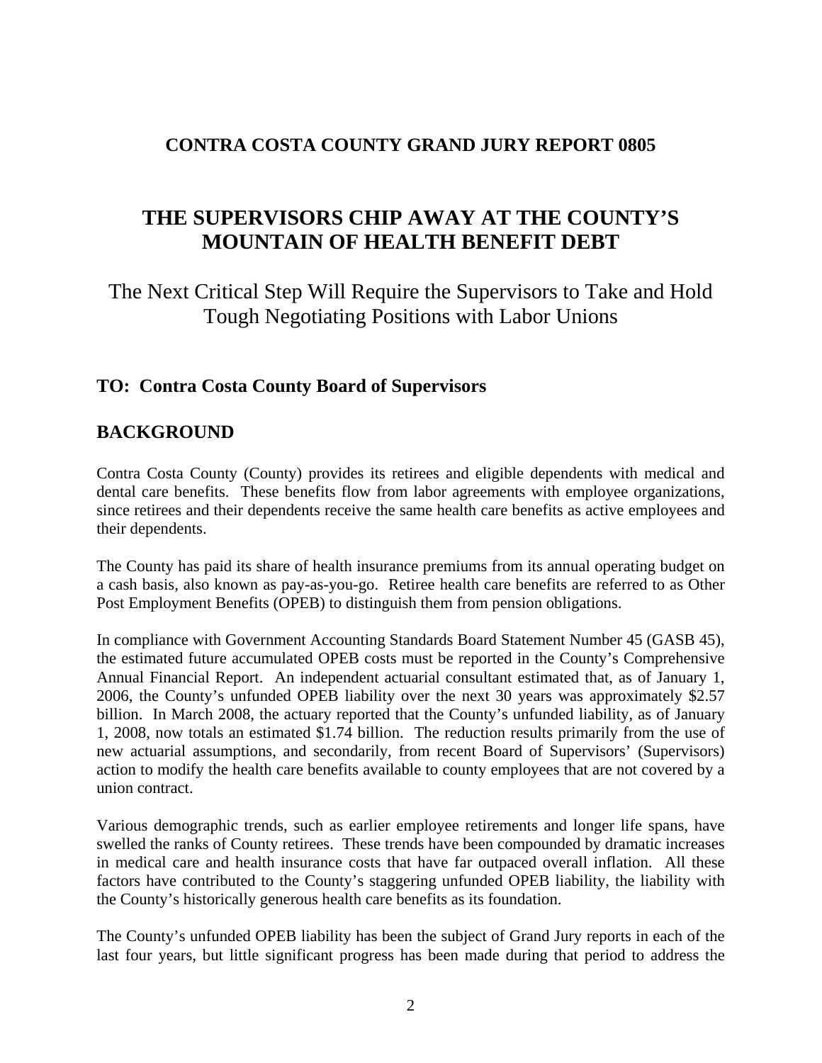**CONTRA COSTA COUNTY GRAND JURY REPORT 0805**

# THE SUPERVISORS CHIP AWAY AT THE COUNTY'S MOUNTAIN OF HEALTH BENEFIT DEBT

The Next Critical Step Will Require the Supervisors to Take and Hold Tough Negotiating Positions with Labor Unions

## TO: Contra Costa County Board of Supervisors

## BACKGROUND

Contra Costa County (County) provides its retirees and eligible dependents with medical and dental care benefits. These benefits flow from labor agreements with employee organizations, since retirees and their dependents receive the same health care benefits as active employees and their dependents.

The County has paid its share of health insurance premiums from its annual operating budget on a cash basis, also known as pay-as-you-go. Retiree health care benefits are referred to as Other Post Employment Benefits (OPEB) to distinguish them from pension obligations.

In compliance with Government Accounting Standards Board Statement Number 45 (GASB 45), the estimated future accumulated OPEB costs must be reported in the County's Comprehensive Annual Financial Report. An independent actuarial consultant estimated that, as of January 1, 2006, the County's unfunded OPEB liability over the next 30 years was approximately $2.57 billion. In March 2008, the actuary reported that the County's unfunded liability, as of January 1, 2008, now totals an estimated $1.74 billion. The reduction results primarily from the use of new actuarial assumptions, and secondarily, from recent Board of Supervisors' (Supervisors) action to modify the health care benefits available to county employees that are not covered by a union contract.

Various demographic trends, such as earlier employee retirements and longer life spans, have swelled the ranks of County retirees. These trends have been compounded by dramatic increases in medical care and health insurance costs that have far outpaced overall inflation. All these factors have contributed to the County's staggering unfunded OPEB liability, the liability with the County's historically generous health care benefits as its foundation.

The County's unfunded OPEB liability has been the subject of Grand Jury reports in each of the last four years, but little significant progress has been made during that period to address the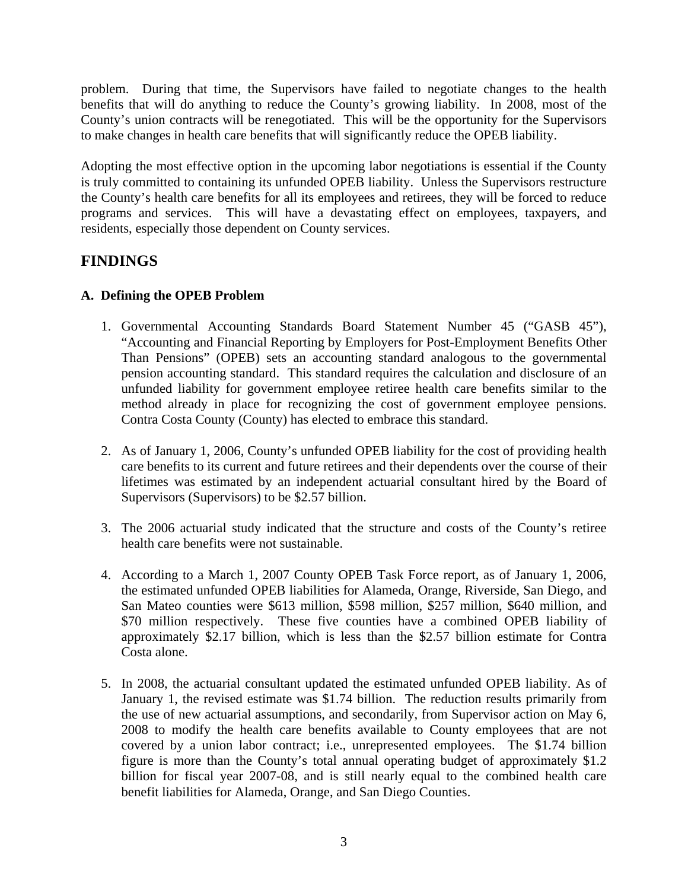problem. During that time, the Supervisors have failed to negotiate changes to the health benefits that will do anything to reduce the County's growing liability. In 2008, most of the County's union contracts will be renegotiated. This will be the opportunity for the Supervisors to make changes in health care benefits that will significantly reduce the OPEB liability.

Adopting the most effective option in the upcoming labor negotiations is essential if the County is truly committed to containing its unfunded OPEB liability. Unless the Supervisors restructure the County's health care benefits for all its employees and retirees, they will be forced to reduce programs and services. This will have a devastating effect on employees, taxpayers, and residents, especially those dependent on County services.

## FINDINGS

### A. Defining the OPEB Problem

1. Governmental Accounting Standards Board Statement Number 45 ("GASB 45"), "Accounting and Financial Reporting by Employers for Post-Employment Benefits Other Than Pensions" (OPEB) sets an accounting standard analogous to the governmental pension accounting standard. This standard requires the calculation and disclosure of an unfunded liability for government employee retiree health care benefits similar to the method already in place for recognizing the cost of government employee pensions. Contra Costa County (County) has elected to embrace this standard.

2. As of January 1, 2006, County's unfunded OPEB liability for the cost of providing health care benefits to its current and future retirees and their dependents over the course of their lifetimes was estimated by an independent actuarial consultant hired by the Board of Supervisors (Supervisors) to be $2.57 billion.

3. The 2006 actuarial study indicated that the structure and costs of the County's retiree health care benefits were not sustainable.

4. According to a March 1, 2007 County OPEB Task Force report, as of January 1, 2006, the estimated unfunded OPEB liabilities for Alameda, Orange, Riverside, San Diego, and San Mateo counties were $613 million, $598 million, $257 million, $640 million, and $70 million respectively. These five counties have a combined OPEB liability of approximately $2.17 billion, which is less than the $2.57 billion estimate for Contra Costa alone.

5. In 2008, the actuarial consultant updated the estimated unfunded OPEB liability. As of January 1, the revised estimate was $1.74 billion. The reduction results primarily from the use of new actuarial assumptions, and secondarily, from Supervisor action on May 6, 2008 to modify the health care benefits available to County employees that are not covered by a union labor contract; i.e., unrepresented employees. The $1.74 billion figure is more than the County's total annual operating budget of approximately $1.2 billion for fiscal year 2007-08, and is still nearly equal to the combined health care benefit liabilities for Alameda, Orange, and San Diego Counties.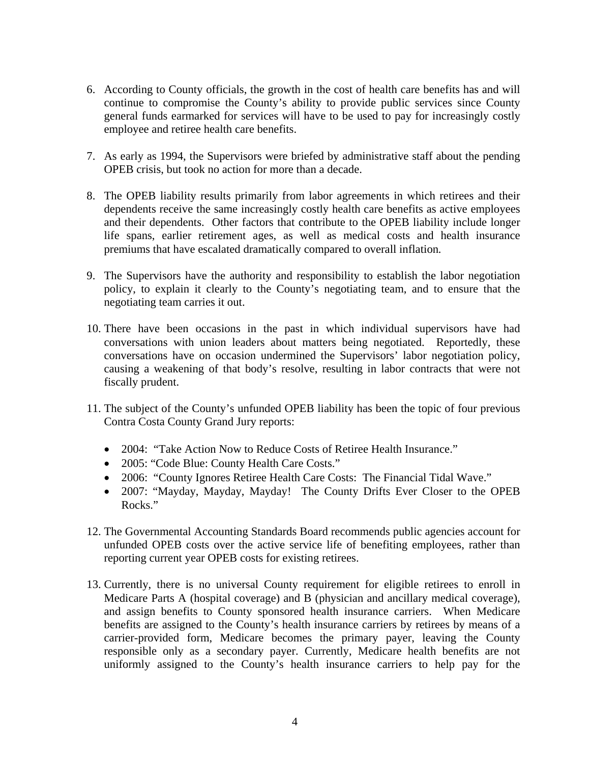6. According to County officials, the growth in the cost of health care benefits has and will continue to compromise the County's ability to provide public services since County general funds earmarked for services will have to be used to pay for increasingly costly employee and retiree health care benefits.

7. As early as 1994, the Supervisors were briefed by administrative staff about the pending OPEB crisis, but took no action for more than a decade.

8. The OPEB liability results primarily from labor agreements in which retirees and their dependents receive the same increasingly costly health care benefits as active employees and their dependents. Other factors that contribute to the OPEB liability include longer life spans, earlier retirement ages, as well as medical costs and health insurance premiums that have escalated dramatically compared to overall inflation.

9. The Supervisors have the authority and responsibility to establish the labor negotiation policy, to explain it clearly to the County's negotiating team, and to ensure that the negotiating team carries it out.

10. There have been occasions in the past in which individual supervisors have had conversations with union leaders about matters being negotiated. Reportedly, these conversations have on occasion undermined the Supervisors' labor negotiation policy, causing a weakening of that body's resolve, resulting in labor contracts that were not fiscally prudent.

11. The subject of the County's unfunded OPEB liability has been the topic of four previous Contra Costa County Grand Jury reports:

    - 2004: "Take Action Now to Reduce Costs of Retiree Health Insurance."
    - 2005: "Code Blue: County Health Care Costs."
    - 2006: "County Ignores Retiree Health Care Costs: The Financial Tidal Wave."
    - 2007: "Mayday, Mayday, Mayday! The County Drifts Ever Closer to the OPEB Rocks."

12. The Governmental Accounting Standards Board recommends public agencies account for unfunded OPEB costs over the active service life of benefiting employees, rather than reporting current year OPEB costs for existing retirees.

13. Currently, there is no universal County requirement for eligible retirees to enroll in Medicare Parts A (hospital coverage) and B (physician and ancillary medical coverage), and assign benefits to County sponsored health insurance carriers. When Medicare benefits are assigned to the County's health insurance carriers by retirees by means of a carrier-provided form, Medicare becomes the primary payer, leaving the County responsible only as a secondary payer. Currently, Medicare health benefits are not uniformly assigned to the County's health insurance carriers to help pay for the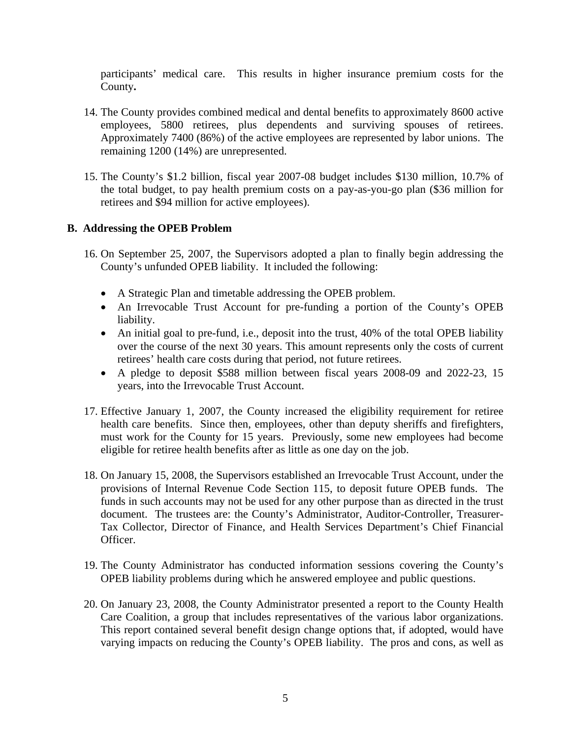participants' medical care. This results in higher insurance premium costs for the County**.**

14. The County provides combined medical and dental benefits to approximately 8600 active employees, 5800 retirees, plus dependents and surviving spouses of retirees. Approximately 7400 (86%) of the active employees are represented by labor unions. The remaining 1200 (14%) are unrepresented.

15. The County's $1.2 billion, fiscal year 2007-08 budget includes $130 million, 10.7% of the total budget, to pay health premium costs on a pay-as-you-go plan ($36 million for retirees and $94 million for active employees).

### B. Addressing the OPEB Problem

16. On September 25, 2007, the Supervisors adopted a plan to finally begin addressing the County's unfunded OPEB liability. It included the following:

    - A Strategic Plan and timetable addressing the OPEB problem.
    - An Irrevocable Trust Account for pre-funding a portion of the County's OPEB liability.
    - An initial goal to pre-fund, i.e., deposit into the trust, 40% of the total OPEB liability over the course of the next 30 years. This amount represents only the costs of current retirees' health care costs during that period, not future retirees.
    - A pledge to deposit $588 million between fiscal years 2008-09 and 2022-23, 15 years, into the Irrevocable Trust Account.

17. Effective January 1, 2007, the County increased the eligibility requirement for retiree health care benefits. Since then, employees, other than deputy sheriffs and firefighters, must work for the County for 15 years. Previously, some new employees had become eligible for retiree health benefits after as little as one day on the job.

18. On January 15, 2008, the Supervisors established an Irrevocable Trust Account, under the provisions of Internal Revenue Code Section 115, to deposit future OPEB funds. The funds in such accounts may not be used for any other purpose than as directed in the trust document. The trustees are: the County's Administrator, Auditor-Controller, Treasurer-Tax Collector, Director of Finance, and Health Services Department's Chief Financial Officer.

19. The County Administrator has conducted information sessions covering the County's OPEB liability problems during which he answered employee and public questions.

20. On January 23, 2008, the County Administrator presented a report to the County Health Care Coalition, a group that includes representatives of the various labor organizations. This report contained several benefit design change options that, if adopted, would have varying impacts on reducing the County's OPEB liability. The pros and cons, as well as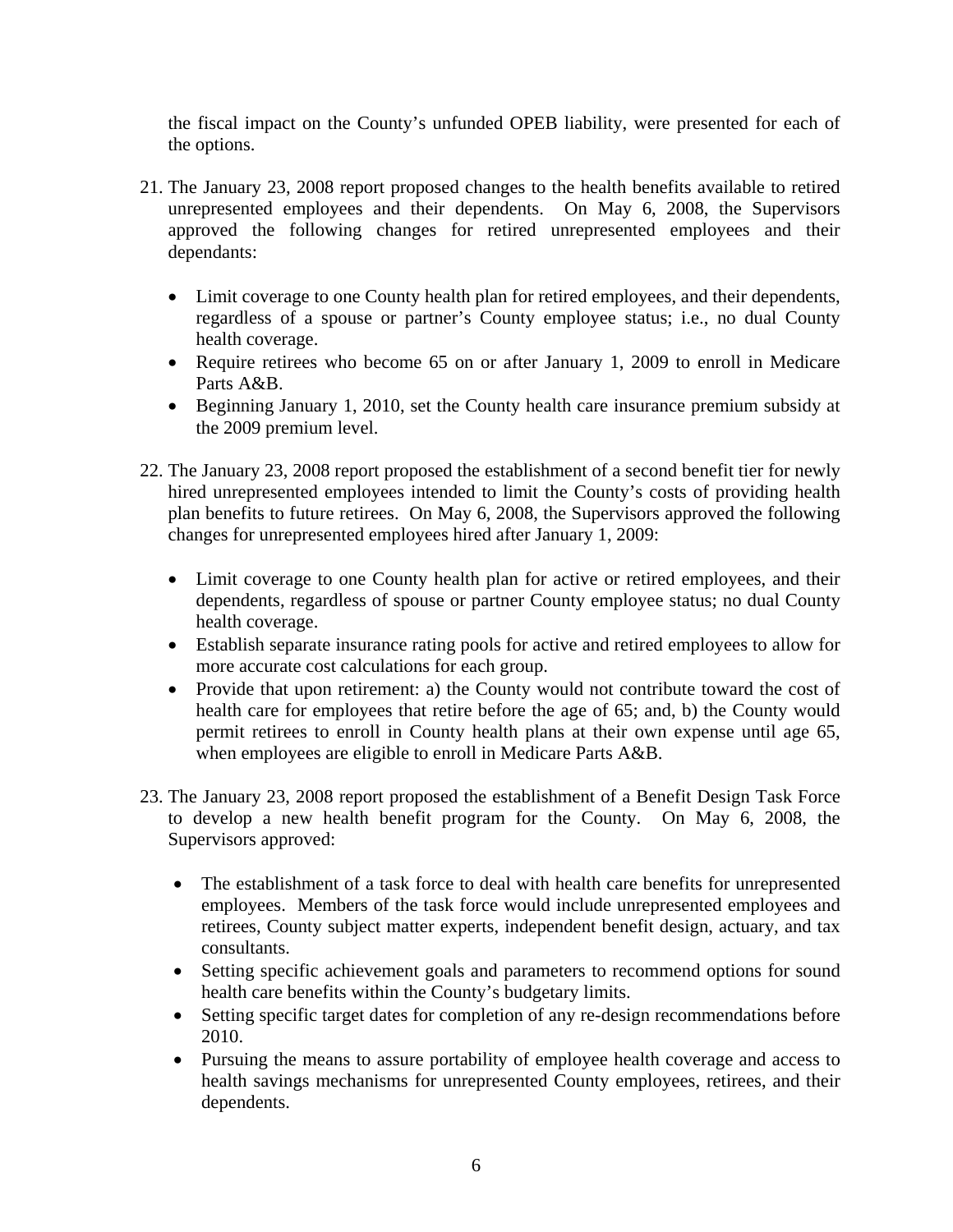the fiscal impact on the County's unfunded OPEB liability, were presented for each of the options.

21. The January 23, 2008 report proposed changes to the health benefits available to retired unrepresented employees and their dependents. On May 6, 2008, the Supervisors approved the following changes for retired unrepresented employees and their dependants:

    - Limit coverage to one County health plan for retired employees, and their dependents, regardless of a spouse or partner's County employee status; i.e., no dual County health coverage.
    - Require retirees who become 65 on or after January 1, 2009 to enroll in Medicare Parts A&B.
    - Beginning January 1, 2010, set the County health care insurance premium subsidy at the 2009 premium level.

22. The January 23, 2008 report proposed the establishment of a second benefit tier for newly hired unrepresented employees intended to limit the County's costs of providing health plan benefits to future retirees. On May 6, 2008, the Supervisors approved the following changes for unrepresented employees hired after January 1, 2009:

    - Limit coverage to one County health plan for active or retired employees, and their dependents, regardless of spouse or partner County employee status; no dual County health coverage.
    - Establish separate insurance rating pools for active and retired employees to allow for more accurate cost calculations for each group.
    - Provide that upon retirement: a) the County would not contribute toward the cost of health care for employees that retire before the age of 65; and, b) the County would permit retirees to enroll in County health plans at their own expense until age 65, when employees are eligible to enroll in Medicare Parts A&B.

23. The January 23, 2008 report proposed the establishment of a Benefit Design Task Force to develop a new health benefit program for the County. On May 6, 2008, the Supervisors approved:

    - The establishment of a task force to deal with health care benefits for unrepresented employees. Members of the task force would include unrepresented employees and retirees, County subject matter experts, independent benefit design, actuary, and tax consultants.
    - Setting specific achievement goals and parameters to recommend options for sound health care benefits within the County's budgetary limits.
    - Setting specific target dates for completion of any re-design recommendations before 2010.
    - Pursuing the means to assure portability of employee health coverage and access to health savings mechanisms for unrepresented County employees, retirees, and their dependents.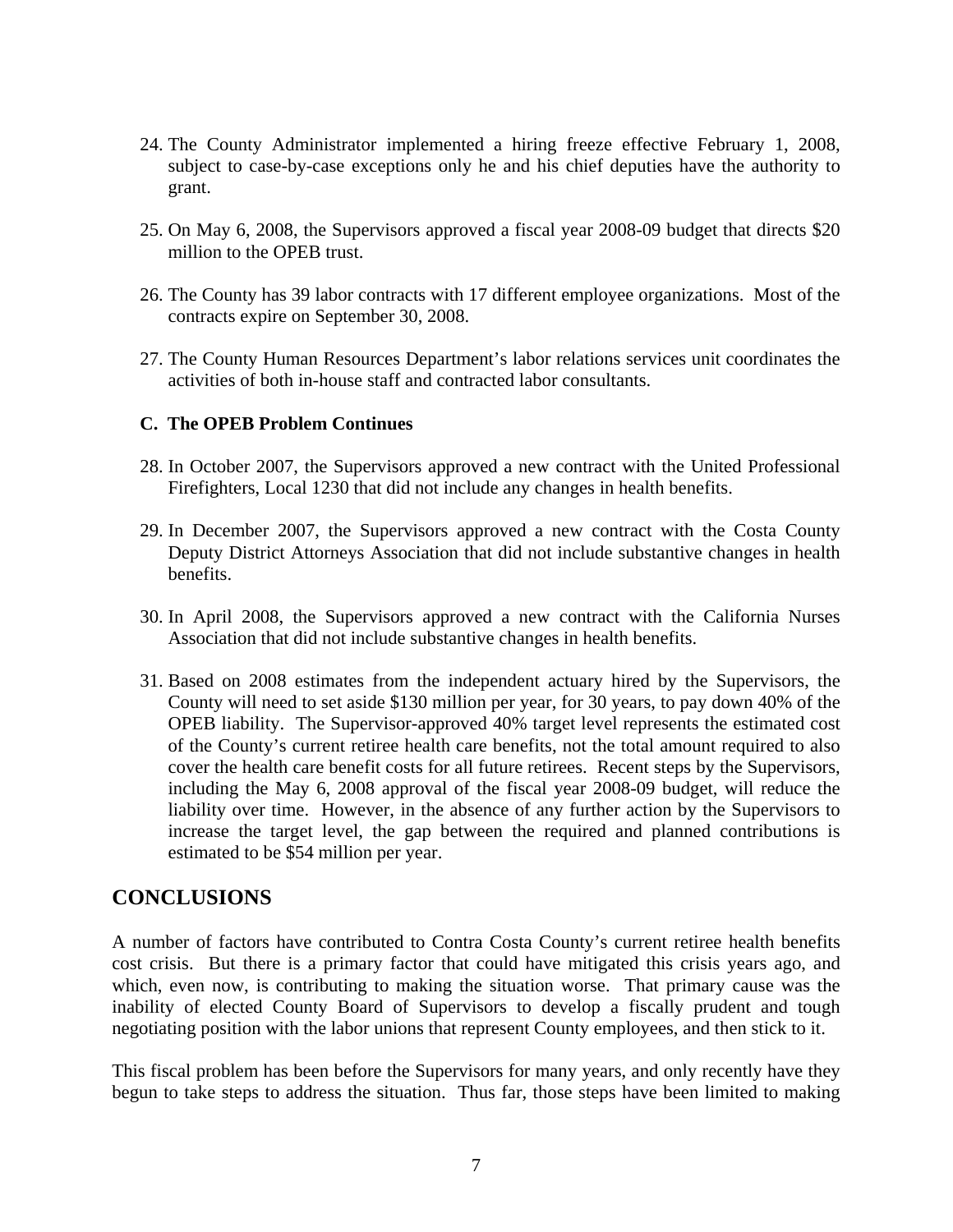24. The County Administrator implemented a hiring freeze effective February 1, 2008, subject to case-by-case exceptions only he and his chief deputies have the authority to grant.

25. On May 6, 2008, the Supervisors approved a fiscal year 2008-09 budget that directs $20 million to the OPEB trust.

26. The County has 39 labor contracts with 17 different employee organizations. Most of the contracts expire on September 30, 2008.

27. The County Human Resources Department's labor relations services unit coordinates the activities of both in-house staff and contracted labor consultants.

### C. The OPEB Problem Continues

28. In October 2007, the Supervisors approved a new contract with the United Professional Firefighters, Local 1230 that did not include any changes in health benefits.

29. In December 2007, the Supervisors approved a new contract with the Costa County Deputy District Attorneys Association that did not include substantive changes in health benefits.

30. In April 2008, the Supervisors approved a new contract with the California Nurses Association that did not include substantive changes in health benefits.

31. Based on 2008 estimates from the independent actuary hired by the Supervisors, the County will need to set aside $130 million per year, for 30 years, to pay down 40% of the OPEB liability. The Supervisor-approved 40% target level represents the estimated cost of the County's current retiree health care benefits, not the total amount required to also cover the health care benefit costs for all future retirees. Recent steps by the Supervisors, including the May 6, 2008 approval of the fiscal year 2008-09 budget, will reduce the liability over time. However, in the absence of any further action by the Supervisors to increase the target level, the gap between the required and planned contributions is estimated to be $54 million per year.

## CONCLUSIONS

A number of factors have contributed to Contra Costa County's current retiree health benefits cost crisis. But there is a primary factor that could have mitigated this crisis years ago, and which, even now, is contributing to making the situation worse. That primary cause was the inability of elected County Board of Supervisors to develop a fiscally prudent and tough negotiating position with the labor unions that represent County employees, and then stick to it.

This fiscal problem has been before the Supervisors for many years, and only recently have they begun to take steps to address the situation. Thus far, those steps have been limited to making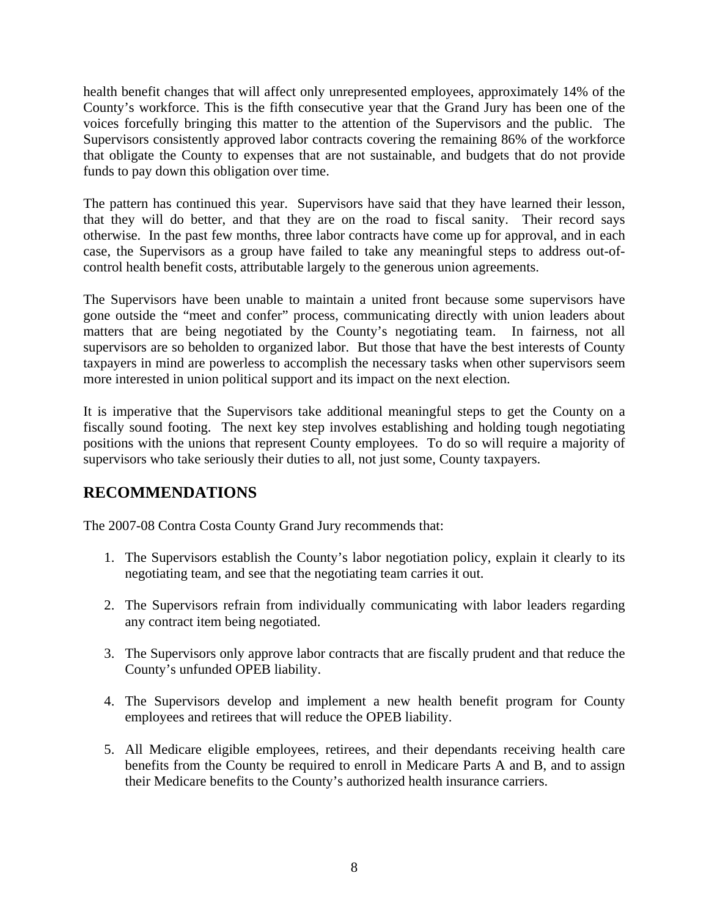health benefit changes that will affect only unrepresented employees, approximately 14% of the County's workforce. This is the fifth consecutive year that the Grand Jury has been one of the voices forcefully bringing this matter to the attention of the Supervisors and the public. The Supervisors consistently approved labor contracts covering the remaining 86% of the workforce that obligate the County to expenses that are not sustainable, and budgets that do not provide funds to pay down this obligation over time.

The pattern has continued this year. Supervisors have said that they have learned their lesson, that they will do better, and that they are on the road to fiscal sanity. Their record says otherwise. In the past few months, three labor contracts have come up for approval, and in each case, the Supervisors as a group have failed to take any meaningful steps to address out-of-control health benefit costs, attributable largely to the generous union agreements.

The Supervisors have been unable to maintain a united front because some supervisors have gone outside the "meet and confer" process, communicating directly with union leaders about matters that are being negotiated by the County's negotiating team. In fairness, not all supervisors are so beholden to organized labor. But those that have the best interests of County taxpayers in mind are powerless to accomplish the necessary tasks when other supervisors seem more interested in union political support and its impact on the next election.

It is imperative that the Supervisors take additional meaningful steps to get the County on a fiscally sound footing. The next key step involves establishing and holding tough negotiating positions with the unions that represent County employees. To do so will require a majority of supervisors who take seriously their duties to all, not just some, County taxpayers.

## RECOMMENDATIONS

The 2007-08 Contra Costa County Grand Jury recommends that:

1. The Supervisors establish the County's labor negotiation policy, explain it clearly to its negotiating team, and see that the negotiating team carries it out.

2. The Supervisors refrain from individually communicating with labor leaders regarding any contract item being negotiated.

3. The Supervisors only approve labor contracts that are fiscally prudent and that reduce the County's unfunded OPEB liability.

4. The Supervisors develop and implement a new health benefit program for County employees and retirees that will reduce the OPEB liability.

5. All Medicare eligible employees, retirees, and their dependants receiving health care benefits from the County be required to enroll in Medicare Parts A and B, and to assign their Medicare benefits to the County's authorized health insurance carriers.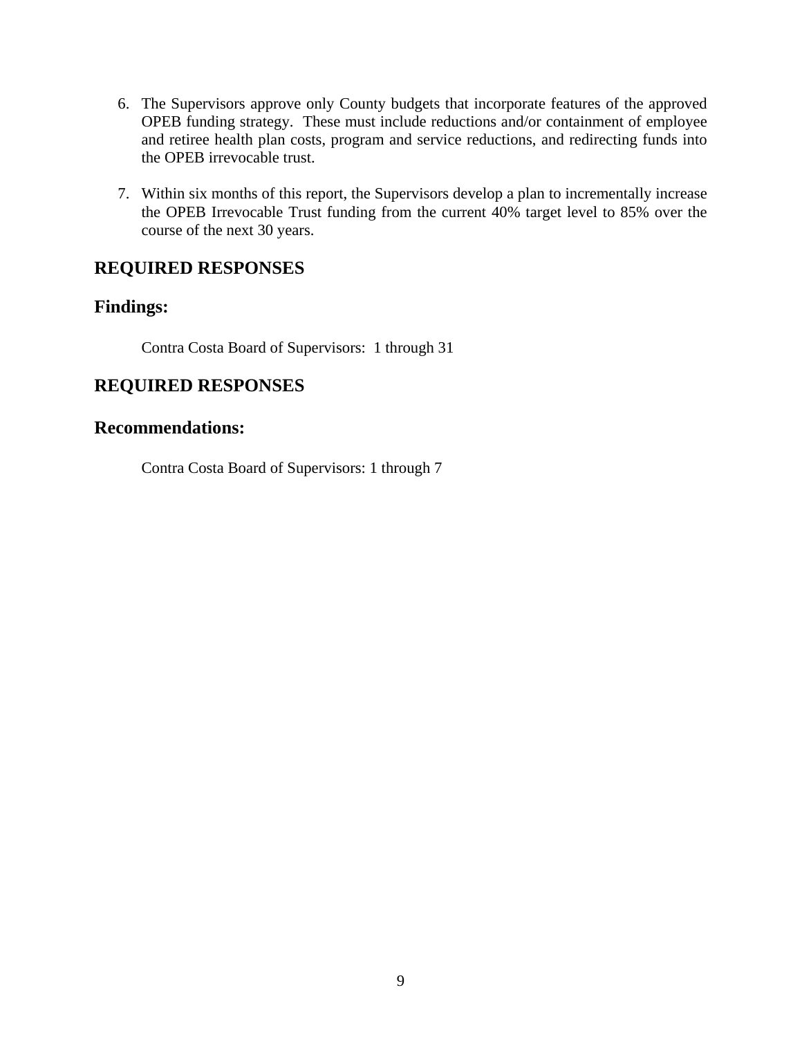6. The Supervisors approve only County budgets that incorporate features of the approved OPEB funding strategy. These must include reductions and/or containment of employee and retiree health plan costs, program and service reductions, and redirecting funds into the OPEB irrevocable trust.

7. Within six months of this report, the Supervisors develop a plan to incrementally increase the OPEB Irrevocable Trust funding from the current 40% target level to 85% over the course of the next 30 years.

## REQUIRED RESPONSES

## Findings:

Contra Costa Board of Supervisors: 1 through 31

## REQUIRED RESPONSES

## Recommendations:

Contra Costa Board of Supervisors: 1 through 7